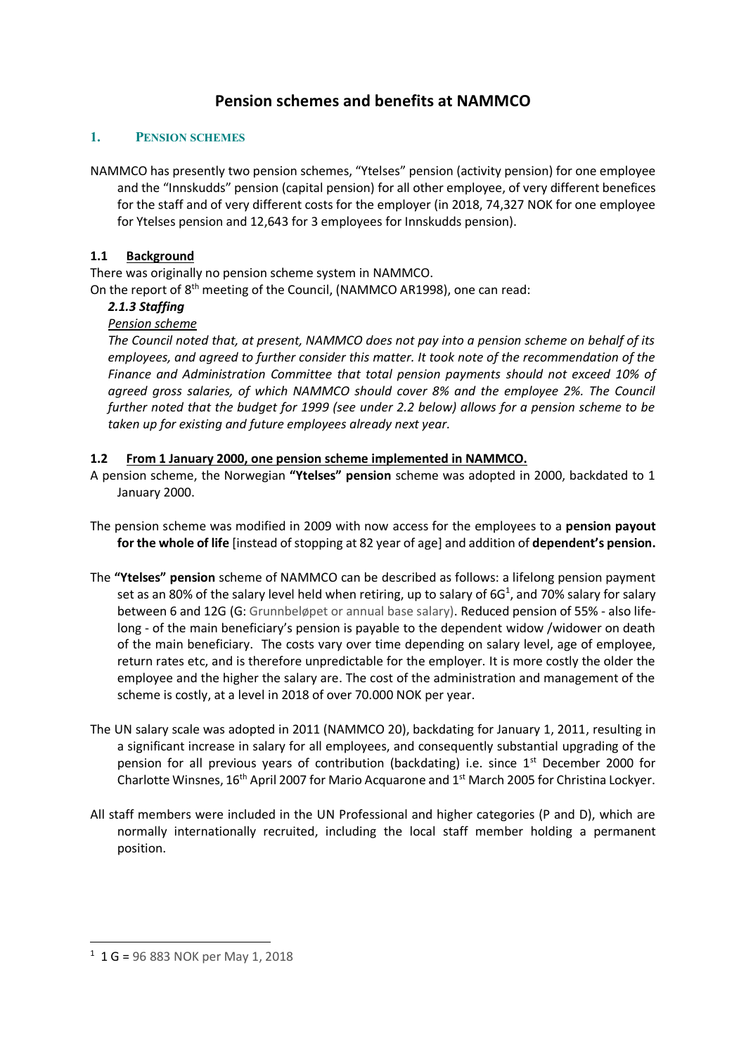# Pension schemes and benefits at NAMMCO

## 1. PENSION SCHEMES

NAMMCO has presently two pension schemes, "Ytelses" pension (activity pension) for one employee and the "Innskudds" pension (capital pension) for all other employee, of very different benefices for the staff and of very different costs for the employer (in 2018, 74,327 NOK for one employee for Ytelses pension and 12,643 for 3 employees for Innskudds pension).

### 1.1 Background

There was originally no pension scheme system in NAMMCO.

On the report of 8th meeting of the Council, (NAMMCO AR1998), one can read:

***2.1.3 Staffing***

*Pension scheme*

*The Council noted that, at present, NAMMCO does not pay into a pension scheme on behalf of its employees, and agreed to further consider this matter. It took note of the recommendation of the Finance and Administration Committee that total pension payments should not exceed 10% of agreed gross salaries, of which NAMMCO should cover 8% and the employee 2%. The Council further noted that the budget for 1999 (see under 2.2 below) allows for a pension scheme to be taken up for existing and future employees already next year.*

### 1.2 From 1 January 2000, one pension scheme implemented in NAMMCO.

A pension scheme, the Norwegian **"Ytelses" pension** scheme was adopted in 2000, backdated to 1 January 2000.

The pension scheme was modified in 2009 with now access for the employees to a **pension payout for the whole of life** [instead of stopping at 82 year of age] and addition of **dependent's pension.**

The **"Ytelses" pension** scheme of NAMMCO can be described as follows: a lifelong pension payment set as an 80% of the salary level held when retiring, up to salary of 6G[1], and 70% salary for salary between 6 and 12G (G: Grunnbeløpet or annual base salary). Reduced pension of 55% - also lifelong - of the main beneficiary's pension is payable to the dependent widow /widower on death of the main beneficiary. The costs vary over time depending on salary level, age of employee, return rates etc, and is therefore unpredictable for the employer. It is more costly the older the employee and the higher the salary are. The cost of the administration and management of the scheme is costly, at a level in 2018 of over 70.000 NOK per year.

The UN salary scale was adopted in 2011 (NAMMCO 20), backdating for January 1, 2011, resulting in a significant increase in salary for all employees, and consequently substantial upgrading of the pension for all previous years of contribution (backdating) i.e. since 1st December 2000 for Charlotte Winsnes, 16th April 2007 for Mario Acquarone and 1st March 2005 for Christina Lockyer.

All staff members were included in the UN Professional and higher categories (P and D), which are normally internationally recruited, including the local staff member holding a permanent position.

[1] 1 G = 96 883 NOK per May 1, 2018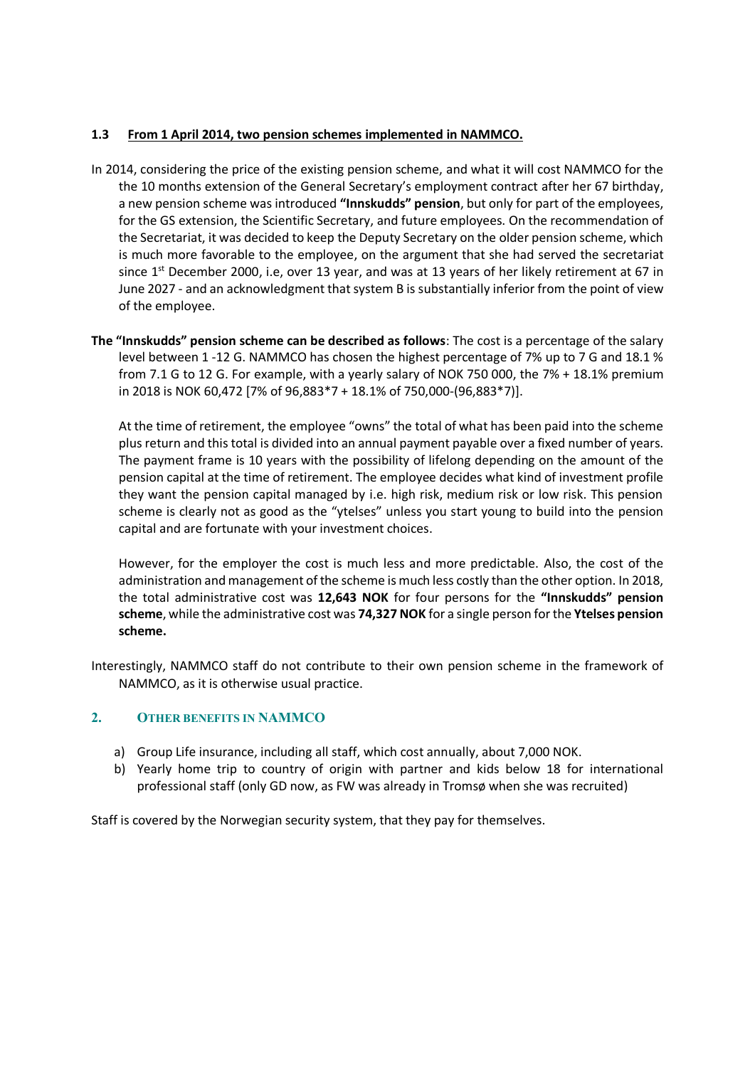### 1.3 From 1 April 2014, two pension schemes implemented in NAMMCO.

In 2014, considering the price of the existing pension scheme, and what it will cost NAMMCO for the the 10 months extension of the General Secretary's employment contract after her 67 birthday, a new pension scheme was introduced **"Innskudds" pension**, but only for part of the employees, for the GS extension, the Scientific Secretary, and future employees. On the recommendation of the Secretariat, it was decided to keep the Deputy Secretary on the older pension scheme, which is much more favorable to the employee, on the argument that she had served the secretariat since 1st December 2000, i.e, over 13 year, and was at 13 years of her likely retirement at 67 in June 2027 - and an acknowledgment that system B is substantially inferior from the point of view of the employee.

**The "Innskudds" pension scheme can be described as follows**: The cost is a percentage of the salary level between 1 -12 G. NAMMCO has chosen the highest percentage of 7% up to 7 G and 18.1 % from 7.1 G to 12 G. For example, with a yearly salary of NOK 750 000, the 7% + 18.1% premium in 2018 is NOK 60,472 [7% of 96,883*7 + 18.1% of 750,000-(96,883*7)].

At the time of retirement, the employee "owns" the total of what has been paid into the scheme plus return and this total is divided into an annual payment payable over a fixed number of years. The payment frame is 10 years with the possibility of lifelong depending on the amount of the pension capital at the time of retirement. The employee decides what kind of investment profile they want the pension capital managed by i.e. high risk, medium risk or low risk. This pension scheme is clearly not as good as the "ytelses" unless you start young to build into the pension capital and are fortunate with your investment choices.

However, for the employer the cost is much less and more predictable. Also, the cost of the administration and management of the scheme is much less costly than the other option. In 2018, the total administrative cost was **12,643 NOK** for four persons for the **"Innskudds" pension scheme**, while the administrative cost was **74,327 NOK** for a single person for the **Ytelses pension scheme.**

Interestingly, NAMMCO staff do not contribute to their own pension scheme in the framework of NAMMCO, as it is otherwise usual practice.

## 2. OTHER BENEFITS IN NAMMCO

a) Group Life insurance, including all staff, which cost annually, about 7,000 NOK.
b) Yearly home trip to country of origin with partner and kids below 18 for international professional staff (only GD now, as FW was already in Tromsø when she was recruited)

Staff is covered by the Norwegian security system, that they pay for themselves.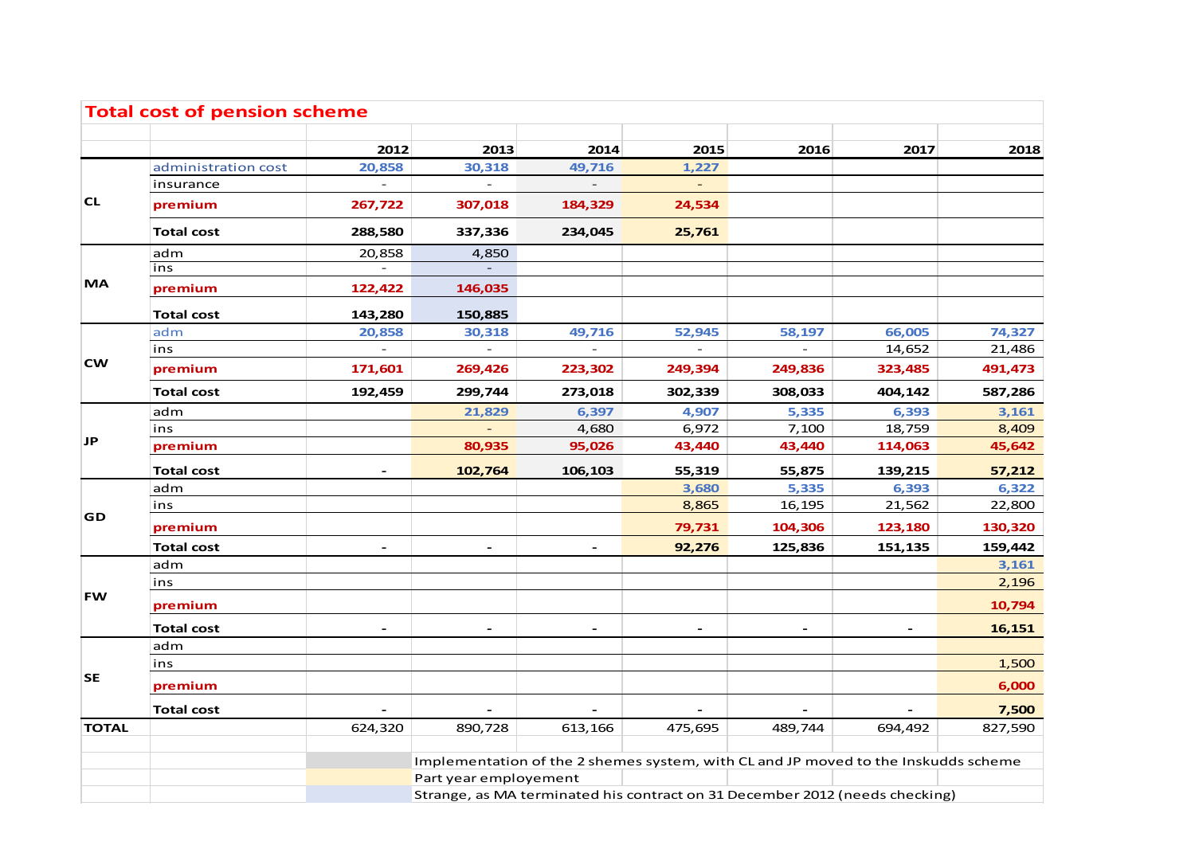## Total cost of pension scheme

| | | 2012 | 2013 | 2014 | 2015 | 2016 | 2017 | 2018 |
|---|---|---|---|---|---|---|---|---|
| CL | administration cost | 20,858 | 30,318 | 49,716 | 1,227 | | | |
| | insurance | - | - | - | - | | | |
| | **premium** | **267,722** | **307,018** | **184,329** | **24,534** | | | |
| | **Total cost** | **288,580** | **337,336** | **234,045** | **25,761** | | | |
| MA | adm | 20,858 | 4,850 | | | | | |
| | ins | - | - | | | | | |
| | **premium** | **122,422** | **146,035** | | | | | |
| | **Total cost** | **143,280** | **150,885** | | | | | |
| CW | adm | 20,858 | 30,318 | 49,716 | 52,945 | 58,197 | 66,005 | 74,327 |
| | ins | - | - | - | - | - | 14,652 | 21,486 |
| | **premium** | **171,601** | **269,426** | **223,302** | **249,394** | **249,836** | **323,485** | **491,473** |
| | **Total cost** | **192,459** | **299,744** | **273,018** | **302,339** | **308,033** | **404,142** | **587,286** |
| JP | adm | | 21,829 | 6,397 | 4,907 | 5,335 | 6,393 | 3,161 |
| | ins | | - | 4,680 | 6,972 | 7,100 | 18,759 | 8,409 |
| | **premium** | | **80,935** | **95,026** | **43,440** | **43,440** | **114,063** | **45,642** |
| | **Total cost** | **-** | **102,764** | **106,103** | **55,319** | **55,875** | **139,215** | **57,212** |
| GD | adm | | | | 3,680 | 5,335 | 6,393 | 6,322 |
| | ins | | | | 8,865 | 16,195 | 21,562 | 22,800 |
| | **premium** | | | | **79,731** | **104,306** | **123,180** | **130,320** |
| | **Total cost** | **-** | **-** | **-** | **92,276** | **125,836** | **151,135** | **159,442** |
| FW | adm | | | | | | | 3,161 |
| | ins | | | | | | | 2,196 |
| | **premium** | | | | | | | **10,794** |
| | **Total cost** | **-** | **-** | **-** | **-** | **-** | **-** | **16,151** |
| SE | adm | | | | | | | |
| | ins | | | | | | | 1,500 |
| | **premium** | | | | | | | **6,000** |
| | **Total cost** | **-** | **-** | **-** | **-** | **-** | **-** | **7,500** |
| **TOTAL** | | 624,320 | 890,728 | 613,166 | 475,695 | 489,744 | 694,492 | 827,590 |

Legend:
- (grey) Implementation of the 2 shemes system, with CL and JP moved to the Inskudds scheme
- (yellow) Part year employement
- (blue) Strange, as MA terminated his contract on 31 December 2012 (needs checking)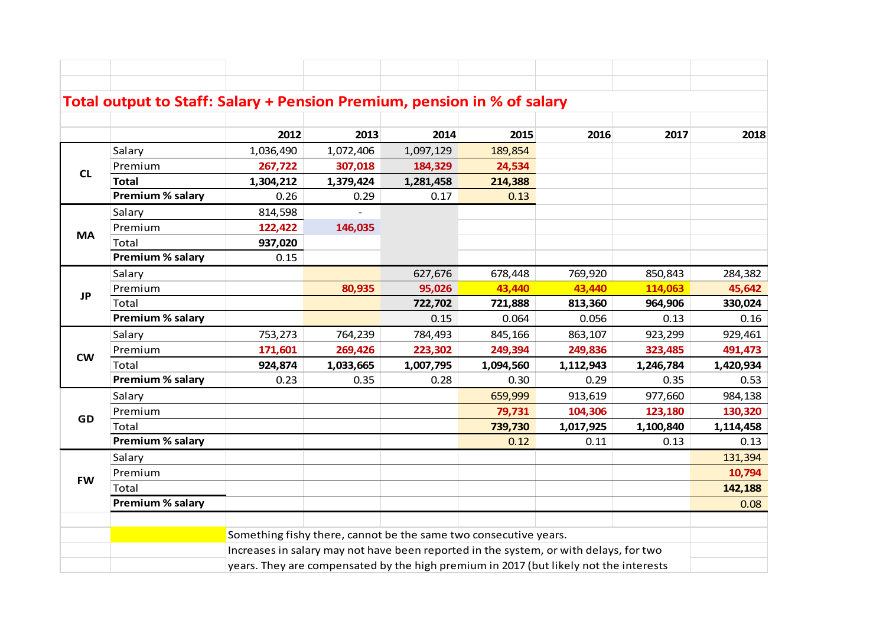## Total output to Staff: Salary + Pension Premium, pension in % of salary

| | | 2012 | 2013 | 2014 | 2015 | 2016 | 2017 | 2018 |
|---|---|---|---|---|---|---|---|---|
| **CL** | Salary | 1,036,490 | 1,072,406 | 1,097,129 | 189,854 | | | |
| | Premium | **267,722** | **307,018** | **184,329** | **24,534** | | | |
| | **Total** | **1,304,212** | **1,379,424** | **1,281,458** | **214,388** | | | |
| | **Premium % salary** | 0.26 | 0.29 | 0.17 | 0.13 | | | |
| **MA** | Salary | 814,598 | - | | | | | |
| | Premium | **122,422** | **146,035** | | | | | |
| | Total | **937,020** | | | | | | |
| | **Premium % salary** | 0.15 | | | | | | |
| **JP** | Salary | | | 627,676 | 678,448 | 769,920 | 850,843 | 284,382 |
| | Premium | | **80,935** | **95,026** | **43,440** | **43,440** | **114,063** | **45,642** |
| | Total | | | **722,702** | **721,888** | **813,360** | **964,906** | **330,024** |
| | **Premium % salary** | | | 0.15 | 0.064 | 0.056 | 0.13 | 0.16 |
| **CW** | Salary | 753,273 | 764,239 | 784,493 | 845,166 | 863,107 | 923,299 | 929,461 |
| | Premium | **171,601** | **269,426** | **223,302** | **249,394** | **249,836** | **323,485** | **491,473** |
| | Total | **924,874** | **1,033,665** | **1,007,795** | **1,094,560** | **1,112,943** | **1,246,784** | **1,420,934** |
| | **Premium % salary** | 0.23 | 0.35 | 0.28 | 0.30 | 0.29 | 0.35 | 0.53 |
| **GD** | Salary | | | | 659,999 | 913,619 | 977,660 | 984,138 |
| | Premium | | | | **79,731** | **104,306** | **123,180** | **130,320** |
| | Total | | | | **739,730** | **1,017,925** | **1,100,840** | **1,114,458** |
| | **Premium % salary** | | | | 0.12 | 0.11 | 0.13 | 0.13 |
| **FW** | Salary | | | | | | | 131,394 |
| | Premium | | | | | | | **10,794** |
| | Total | | | | | | | **142,188** |
| | **Premium % salary** | | | | | | | 0.08 |

(Yellow highlight) Something fishy there, cannot be the same two consecutive years.

Increases in salary may not have been reported in the system, or with delays, for two years. They are compensated by the high premium in 2017 (but likely not the interests